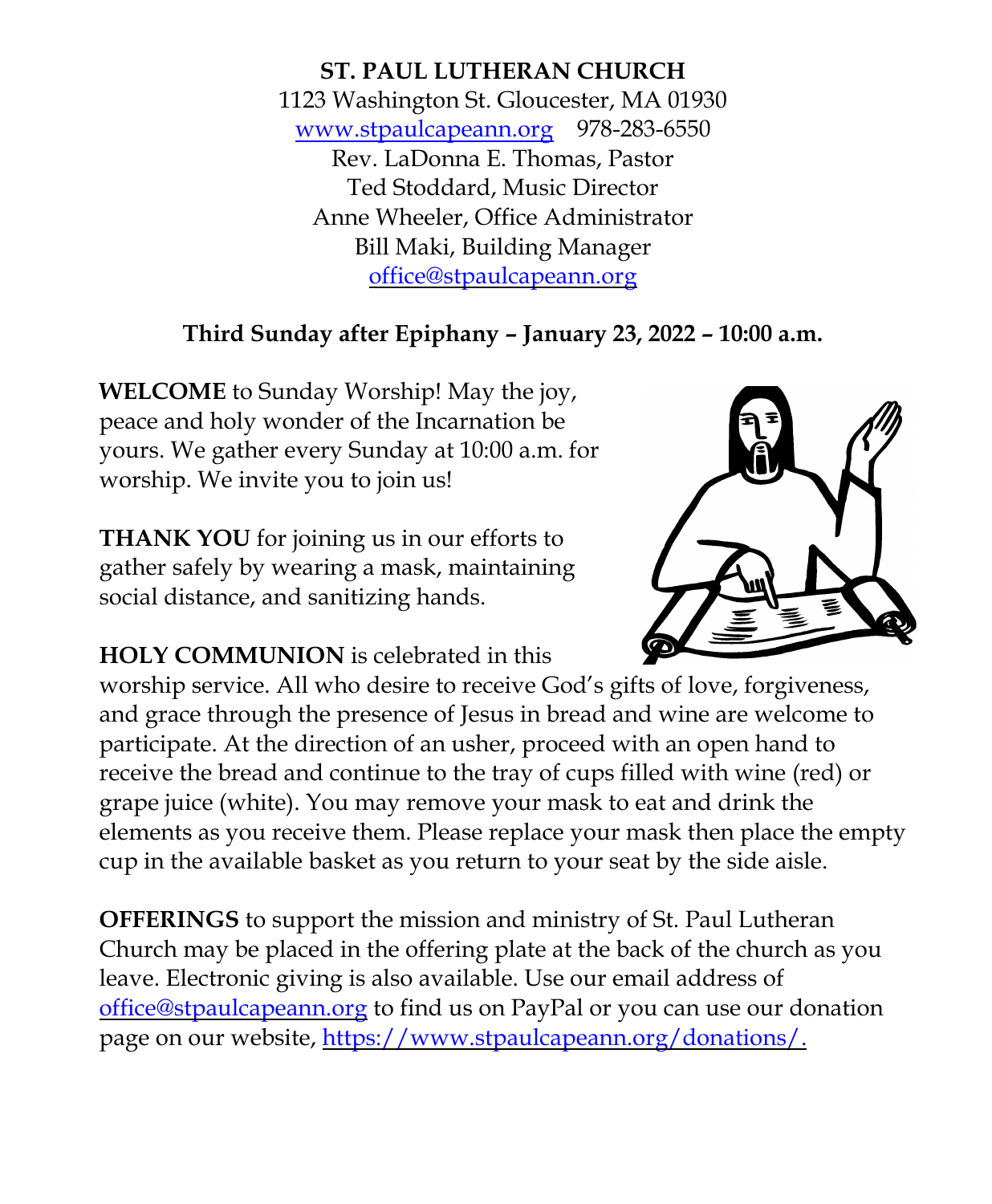**ST. PAUL LUTHERAN CHURCH**
1123 Washington St. Gloucester, MA 01930
www.stpaulcapeann.org 978-283-6550
Rev. LaDonna E. Thomas, Pastor
Ted Stoddard, Music Director
Anne Wheeler, Office Administrator
Bill Maki, Building Manager
office@stpaulcapeann.org

**Third Sunday after Epiphany – January 23, 2022 – 10:00 a.m.**

**WELCOME** to Sunday Worship! May the joy, peace and holy wonder of the Incarnation be yours. We gather every Sunday at 10:00 a.m. for worship. We invite you to join us!

**THANK YOU** for joining us in our efforts to gather safely by wearing a mask, maintaining social distance, and sanitizing hands.

**HOLY COMMUNION** is celebrated in this worship service. All who desire to receive God's gifts of love, forgiveness, and grace through the presence of Jesus in bread and wine are welcome to participate. At the direction of an usher, proceed with an open hand to receive the bread and continue to the tray of cups filled with wine (red) or grape juice (white). You may remove your mask to eat and drink the elements as you receive them. Please replace your mask then place the empty cup in the available basket as you return to your seat by the side aisle.

**OFFERINGS** to support the mission and ministry of St. Paul Lutheran Church may be placed in the offering plate at the back of the church as you leave. Electronic giving is also available. Use our email address of office@stpaulcapeann.org to find us on PayPal or you can use our donation page on our website, https://www.stpaulcapeann.org/donations/.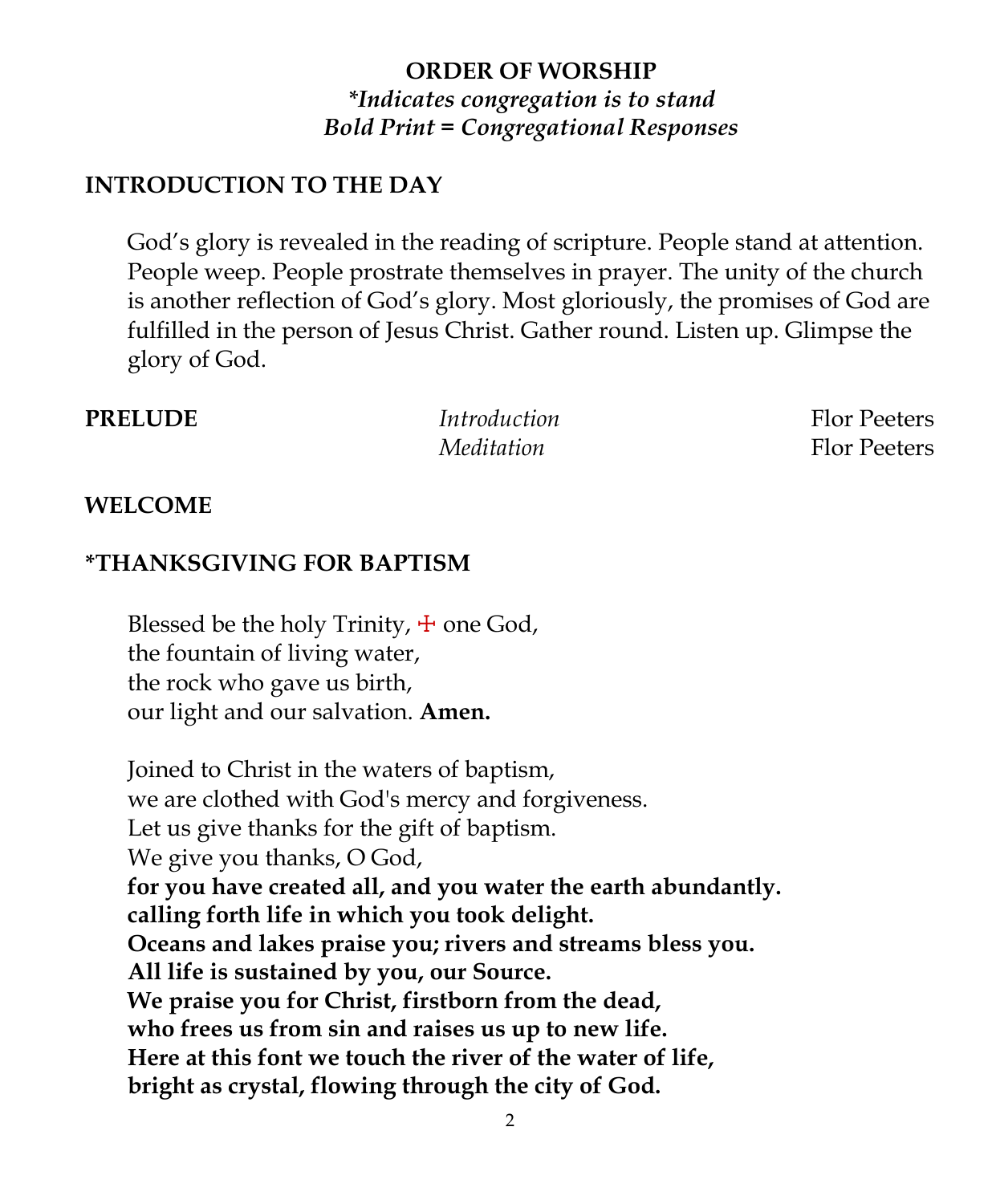**ORDER OF WORSHIP**
***Indicates congregation is to stand***
***Bold Print = Congregational Responses***

## INTRODUCTION TO THE DAY

God's glory is revealed in the reading of scripture. People stand at attention. People weep. People prostrate themselves in prayer. The unity of the church is another reflection of God's glory. Most gloriously, the promises of God are fulfilled in the person of Jesus Christ. Gather round. Listen up. Glimpse the glory of God.

| **PRELUDE** | *Introduction* | Flor Peeters |
|---|---|---|
| | *Meditation* | Flor Peeters |

## WELCOME

## *THANKSGIVING FOR BAPTISM

Blessed be the holy Trinity, ☩ one God,
the fountain of living water,
the rock who gave us birth,
our light and our salvation. **Amen.**

Joined to Christ in the waters of baptism,
we are clothed with God's mercy and forgiveness.
Let us give thanks for the gift of baptism.
We give you thanks, O God,
**for you have created all, and you water the earth abundantly.**
**calling forth life in which you took delight.**
**Oceans and lakes praise you; rivers and streams bless you.**
**All life is sustained by you, our Source.**
**We praise you for Christ, firstborn from the dead,**
**who frees us from sin and raises us up to new life.**
**Here at this font we touch the river of the water of life,**
**bright as crystal, flowing through the city of God.**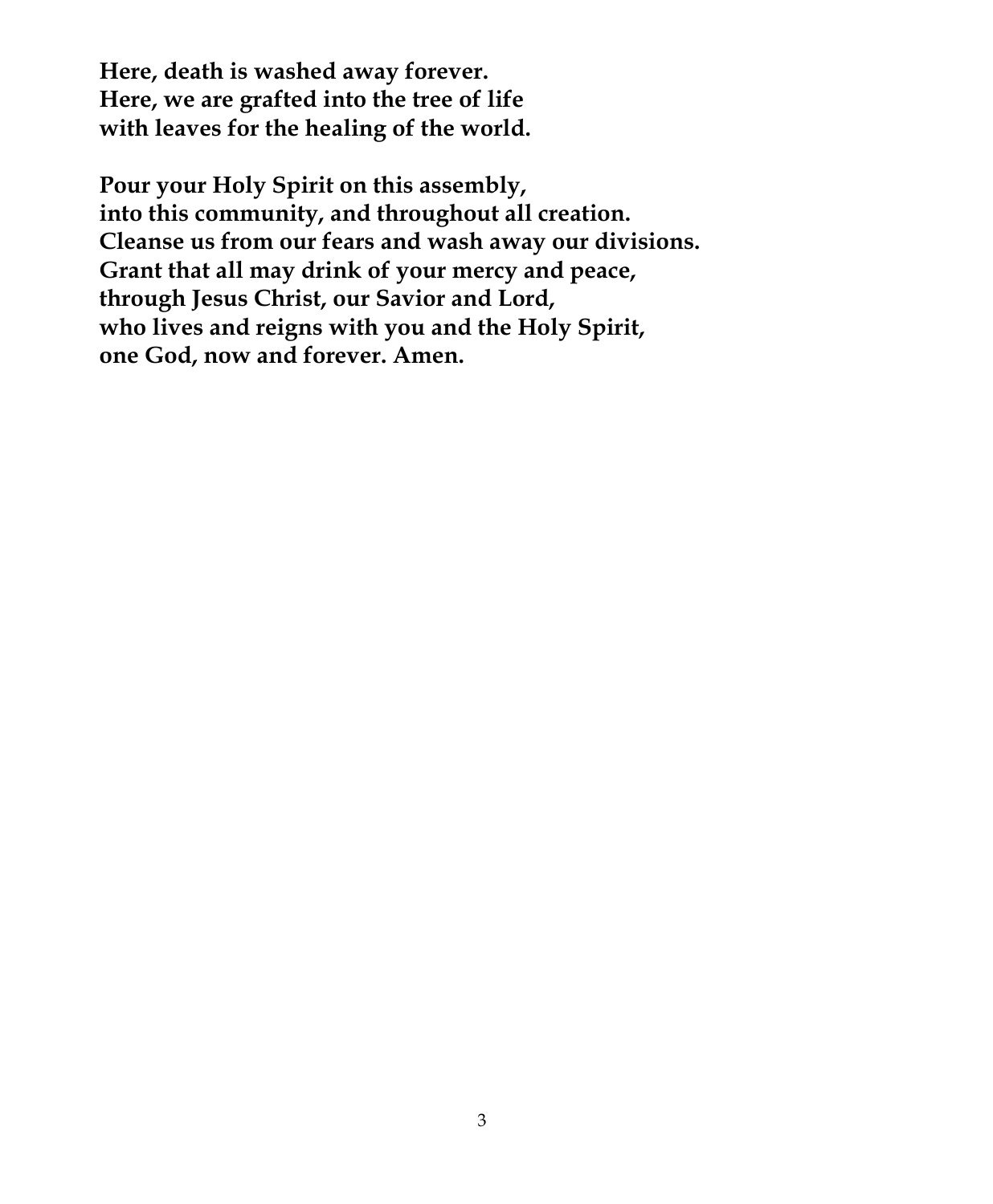**Here, death is washed away forever.**
**Here, we are grafted into the tree of life**
**with leaves for the healing of the world.**

**Pour your Holy Spirit on this assembly,**
**into this community, and throughout all creation.**
**Cleanse us from our fears and wash away our divisions.**
**Grant that all may drink of your mercy and peace,**
**through Jesus Christ, our Savior and Lord,**
**who lives and reigns with you and the Holy Spirit,**
**one God, now and forever. Amen.**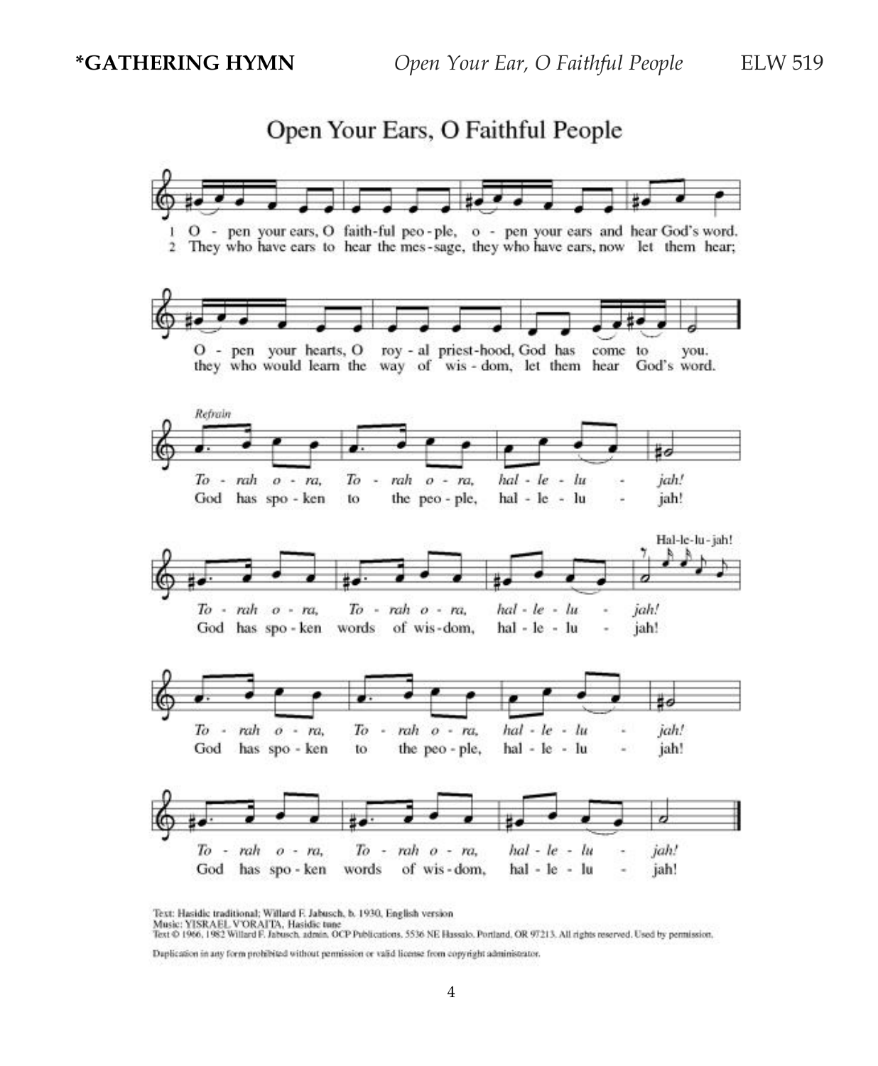**\*GATHERING HYMN** *Open Your Ear, O Faithful People* ELW 519

## Open Your Ears, O Faithful People

1 O - pen your ears, O faith-ful peo - ple, o - pen your ears and hear God's word.
O - pen your hearts, O roy - al priest-hood, God has come to you.

2 They who have ears to hear the mes - sage, they who have ears, now let them hear;
they who would learn the way of wis - dom, let them hear God's word.

*Refrain*

*To - rah o - ra, To - rah o - ra, hal - le - lu - jah!*
God has spo - ken to the peo - ple, hal - le - lu - jah!

*To - rah o - ra, To - rah o - ra, hal - le - lu - jah!*
God has spo - ken words of wis - dom, hal - le - lu - jah!

Hal-le-lu-jah!

*To - rah o - ra, To - rah o - ra, hal - le - lu - jah!*
God has spo - ken to the peo - ple, hal - le - lu - jah!

*To - rah o - ra, To - rah o - ra, hal - le - lu - jah!*
God has spo - ken words of wis - dom, hal - le - lu - jah!

Text: Hasidic traditional; Willard F. Jabusch, b. 1930, English version
Music: YISRAEL V'ORAITA, Hasidic tune
Text © 1966, 1982 Willard F. Jabusch, admin. OCP Publications, 5536 NE Hassalo, Portland, OR 97213. All rights reserved. Used by permission.

Duplication in any form prohibited without permission or valid license from copyright administrator.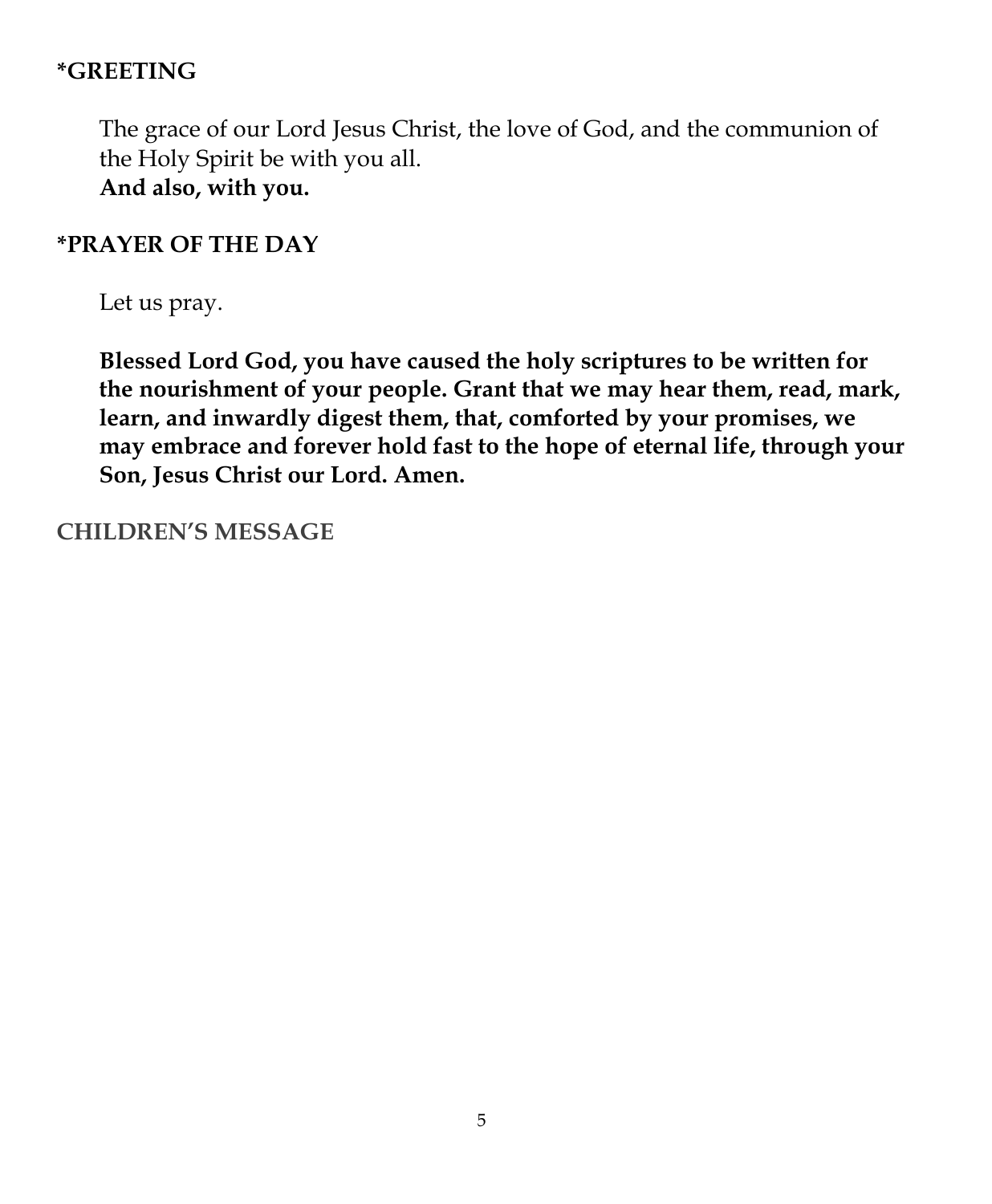## *GREETING

The grace of our Lord Jesus Christ, the love of God, and the communion of the Holy Spirit be with you all.
**And also, with you.**

## *PRAYER OF THE DAY

Let us pray.

**Blessed Lord God, you have caused the holy scriptures to be written for the nourishment of your people. Grant that we may hear them, read, mark, learn, and inwardly digest them, that, comforted by your promises, we may embrace and forever hold fast to the hope of eternal life, through your Son, Jesus Christ our Lord. Amen.**

## CHILDREN'S MESSAGE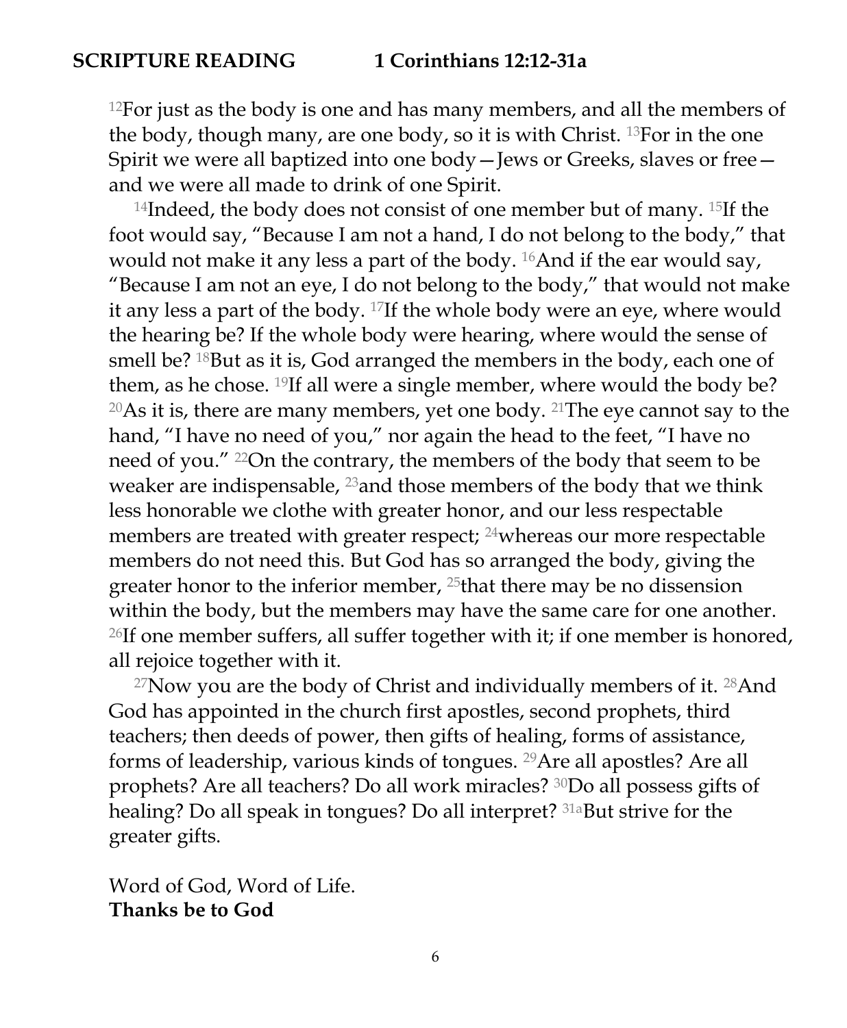**SCRIPTURE READING 1 Corinthians 12:12-31a**

[12]For just as the body is one and has many members, and all the members of the body, though many, are one body, so it is with Christ. [13]For in the one Spirit we were all baptized into one body—Jews or Greeks, slaves or free—and we were all made to drink of one Spirit.

[14]Indeed, the body does not consist of one member but of many. [15]If the foot would say, "Because I am not a hand, I do not belong to the body," that would not make it any less a part of the body. [16]And if the ear would say, "Because I am not an eye, I do not belong to the body," that would not make it any less a part of the body. [17]If the whole body were an eye, where would the hearing be? If the whole body were hearing, where would the sense of smell be? [18]But as it is, God arranged the members in the body, each one of them, as he chose. [19]If all were a single member, where would the body be? [20]As it is, there are many members, yet one body. [21]The eye cannot say to the hand, "I have no need of you," nor again the head to the feet, "I have no need of you." [22]On the contrary, the members of the body that seem to be weaker are indispensable, [23]and those members of the body that we think less honorable we clothe with greater honor, and our less respectable members are treated with greater respect; [24]whereas our more respectable members do not need this. But God has so arranged the body, giving the greater honor to the inferior member, [25]that there may be no dissension within the body, but the members may have the same care for one another. [26]If one member suffers, all suffer together with it; if one member is honored, all rejoice together with it.

[27]Now you are the body of Christ and individually members of it. [28]And God has appointed in the church first apostles, second prophets, third teachers; then deeds of power, then gifts of healing, forms of assistance, forms of leadership, various kinds of tongues. [29]Are all apostles? Are all prophets? Are all teachers? Do all work miracles? [30]Do all possess gifts of healing? Do all speak in tongues? Do all interpret? [31a]But strive for the greater gifts.

Word of God, Word of Life.
**Thanks be to God**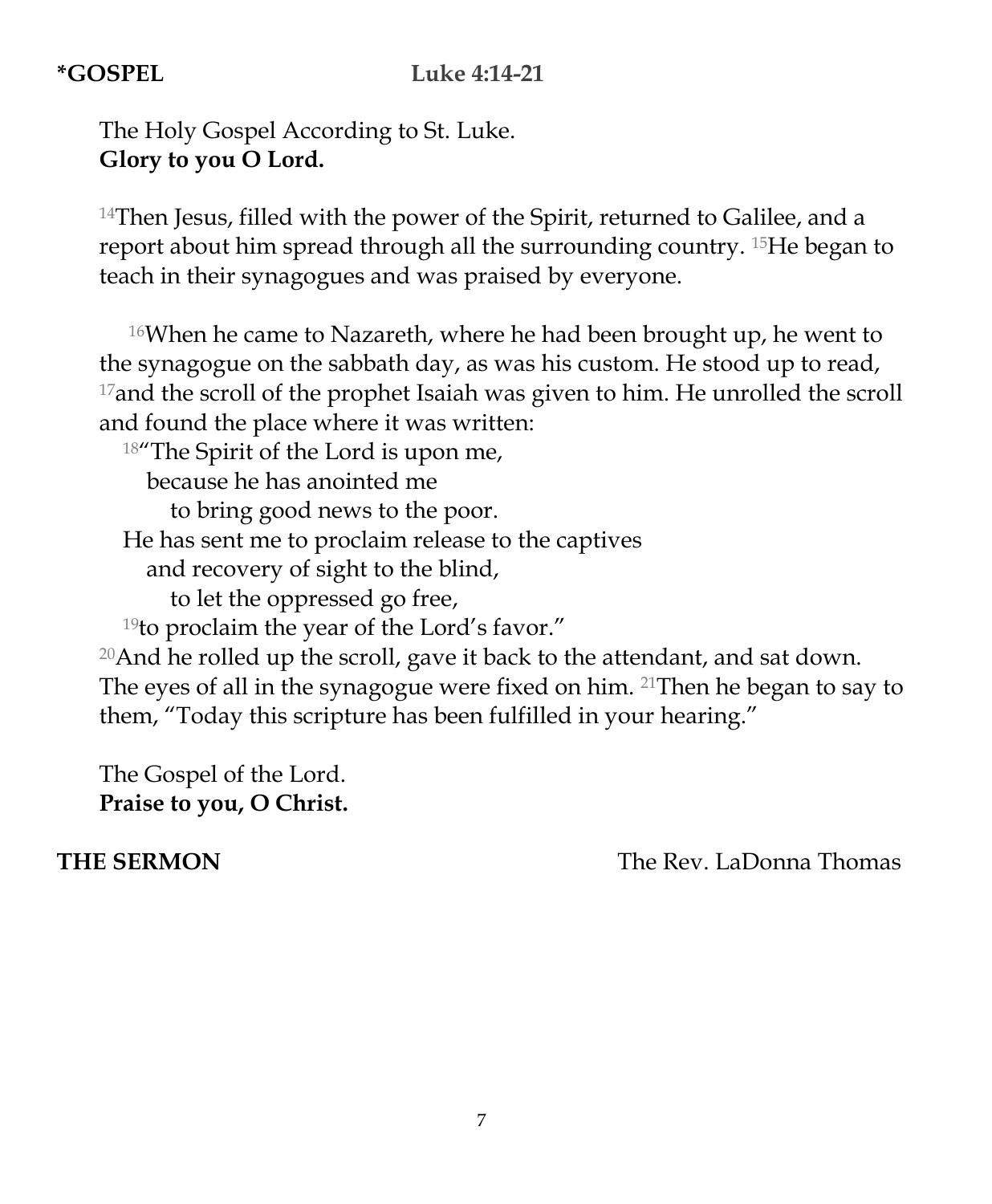**\*GOSPEL** **Luke 4:14-21**

The Holy Gospel According to St. Luke.
**Glory to you O Lord.**

[14]Then Jesus, filled with the power of the Spirit, returned to Galilee, and a report about him spread through all the surrounding country. [15]He began to teach in their synagogues and was praised by everyone.

[16]When he came to Nazareth, where he had been brought up, he went to the synagogue on the sabbath day, as was his custom. He stood up to read, [17]and the scroll of the prophet Isaiah was given to him. He unrolled the scroll and found the place where it was written:

[18]"The Spirit of the Lord is upon me,
because he has anointed me
to bring good news to the poor.
He has sent me to proclaim release to the captives
and recovery of sight to the blind,
to let the oppressed go free,
[19]to proclaim the year of the Lord's favor."

[20]And he rolled up the scroll, gave it back to the attendant, and sat down. The eyes of all in the synagogue were fixed on him. [21]Then he began to say to them, "Today this scripture has been fulfilled in your hearing."

The Gospel of the Lord.
**Praise to you, O Christ.**

**THE SERMON** The Rev. LaDonna Thomas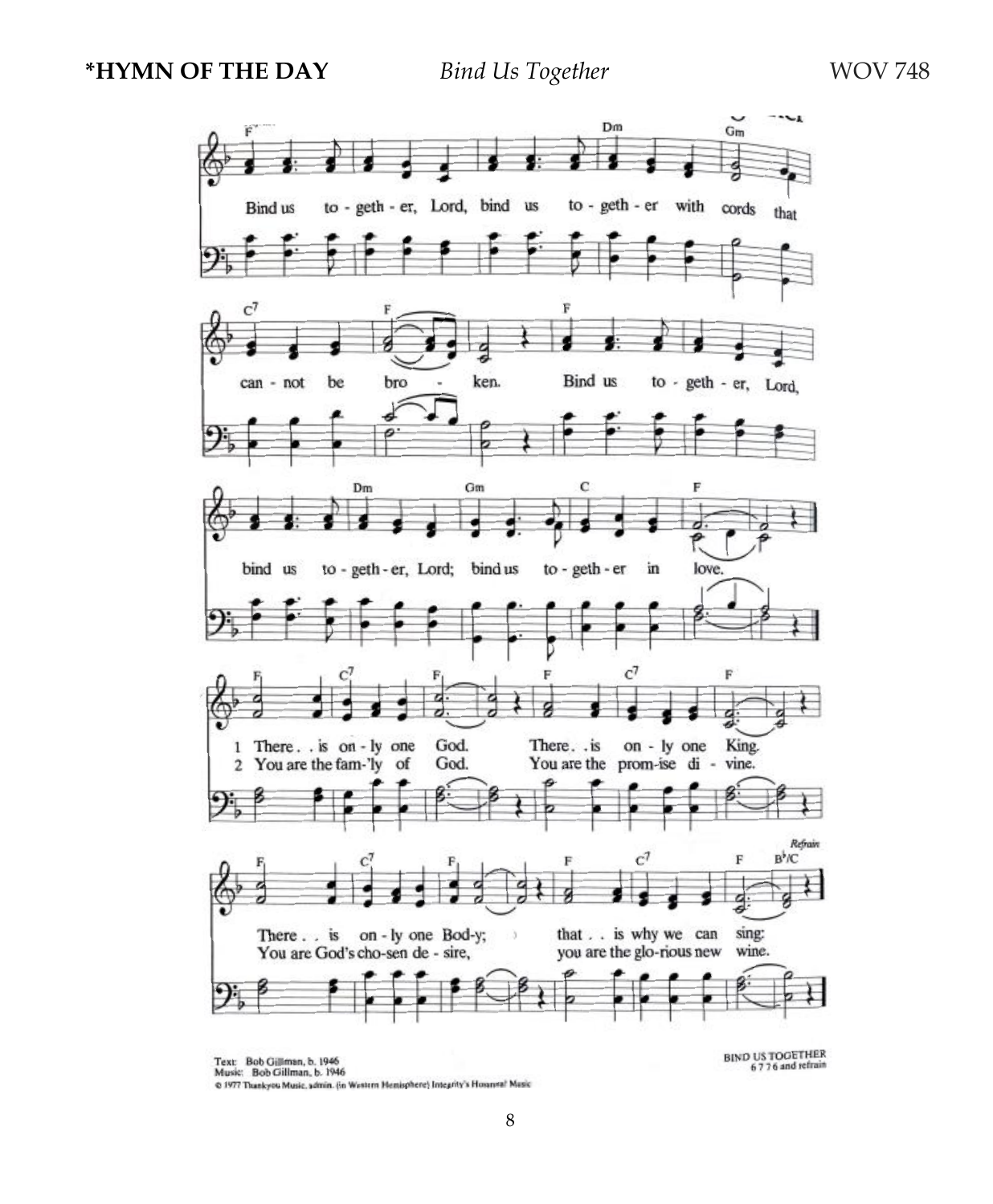**\*HYMN OF THE DAY** *Bind Us Together* WOV 748

Bind us together, Lord, bind us together with cords that cannot be broken. Bind us together, Lord, bind us together, Lord; bind us together in love.

1 There is only one God. There is only one King. There is only one Body; that is why we can sing:

2 You are the fam'ly of God. You are the promise divine. You are God's chosen desire, you are the glorious new wine.

Text: Bob Gillman, b. 1946
Music: Bob Gillman, b. 1946
© 1977 Thankyou Music, admin. (in Western Hemisphere) Integrity's Hosanna! Music

BIND US TOGETHER
6 7 7 6 and refrain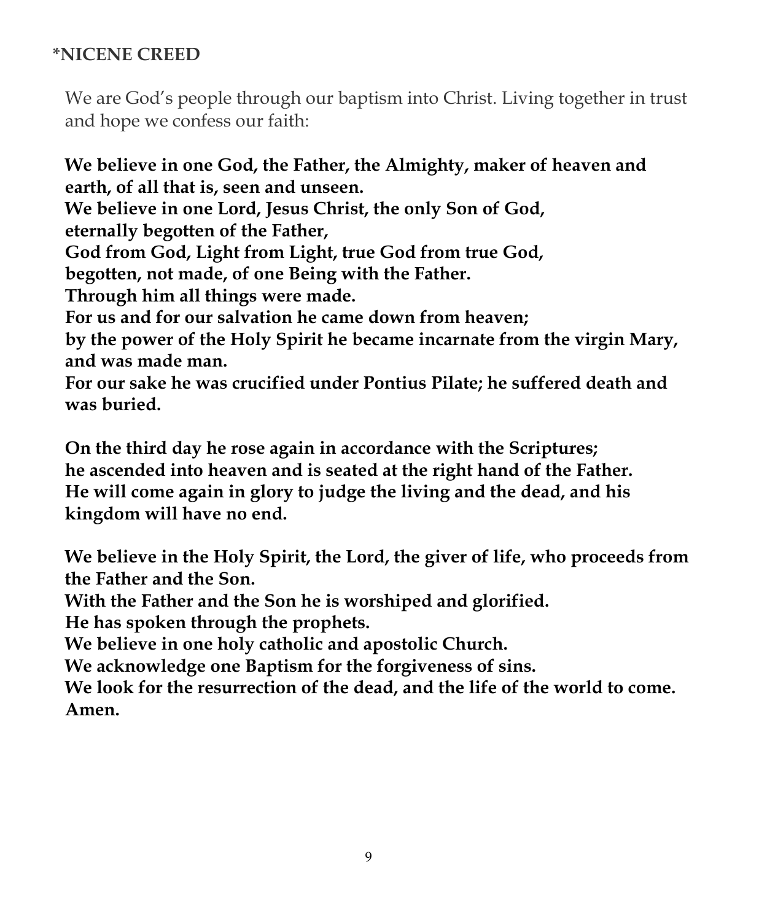## *NICENE CREED

We are God's people through our baptism into Christ. Living together in trust and hope we confess our faith:

**We believe in one God, the Father, the Almighty, maker of heaven and earth, of all that is, seen and unseen.**
**We believe in one Lord, Jesus Christ, the only Son of God,**
**eternally begotten of the Father,**
**God from God, Light from Light, true God from true God,**
**begotten, not made, of one Being with the Father.**
**Through him all things were made.**
**For us and for our salvation he came down from heaven;**
**by the power of the Holy Spirit he became incarnate from the virgin Mary, and was made man.**
**For our sake he was crucified under Pontius Pilate; he suffered death and was buried.**

**On the third day he rose again in accordance with the Scriptures;**
**he ascended into heaven and is seated at the right hand of the Father.**
**He will come again in glory to judge the living and the dead, and his kingdom will have no end.**

**We believe in the Holy Spirit, the Lord, the giver of life, who proceeds from the Father and the Son.**
**With the Father and the Son he is worshiped and glorified.**
**He has spoken through the prophets.**
**We believe in one holy catholic and apostolic Church.**
**We acknowledge one Baptism for the forgiveness of sins.**
**We look for the resurrection of the dead, and the life of the world to come.**
**Amen.**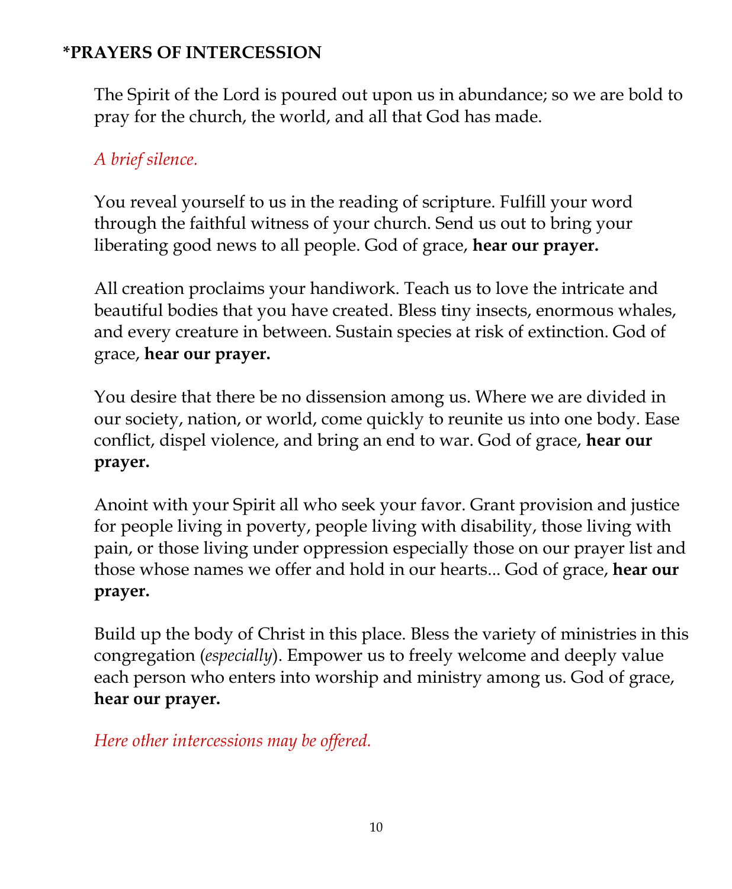**\*PRAYERS OF INTERCESSION**

The Spirit of the Lord is poured out upon us in abundance; so we are bold to pray for the church, the world, and all that God has made.

*A brief silence.*

You reveal yourself to us in the reading of scripture. Fulfill your word through the faithful witness of your church. Send us out to bring your liberating good news to all people. God of grace, **hear our prayer.**

All creation proclaims your handiwork. Teach us to love the intricate and beautiful bodies that you have created. Bless tiny insects, enormous whales, and every creature in between. Sustain species at risk of extinction. God of grace, **hear our prayer.**

You desire that there be no dissension among us. Where we are divided in our society, nation, or world, come quickly to reunite us into one body. Ease conflict, dispel violence, and bring an end to war. God of grace, **hear our prayer.**

Anoint with your Spirit all who seek your favor. Grant provision and justice for people living in poverty, people living with disability, those living with pain, or those living under oppression especially those on our prayer list and those whose names we offer and hold in our hearts... God of grace, **hear our prayer.**

Build up the body of Christ in this place. Bless the variety of ministries in this congregation (*especially*). Empower us to freely welcome and deeply value each person who enters into worship and ministry among us. God of grace, **hear our prayer.**

*Here other intercessions may be offered.*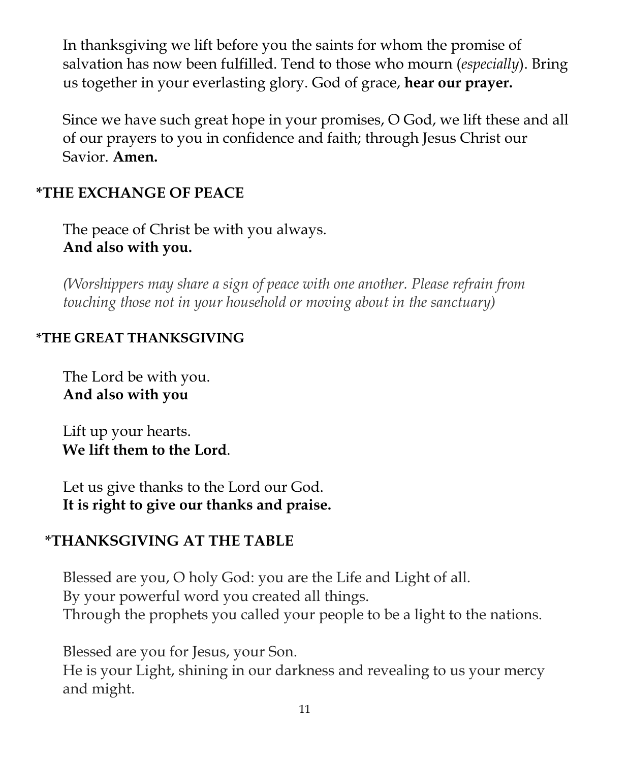In thanksgiving we lift before you the saints for whom the promise of salvation has now been fulfilled. Tend to those who mourn (*especially*). Bring us together in your everlasting glory. God of grace, **hear our prayer.**

Since we have such great hope in your promises, O God, we lift these and all of our prayers to you in confidence and faith; through Jesus Christ our Savior. **Amen.**

## *THE EXCHANGE OF PEACE

The peace of Christ be with you always.
**And also with you.**

*(Worshippers may share a sign of peace with one another. Please refrain from touching those not in your household or moving about in the sanctuary)*

## *THE GREAT THANKSGIVING

The Lord be with you.
**And also with you**

Lift up your hearts.
**We lift them to the Lord**.

Let us give thanks to the Lord our God.
**It is right to give our thanks and praise.**

## *THANKSGIVING AT THE TABLE

Blessed are you, O holy God: you are the Life and Light of all.
By your powerful word you created all things.
Through the prophets you called your people to be a light to the nations.

Blessed are you for Jesus, your Son.
He is your Light, shining in our darkness and revealing to us your mercy and might.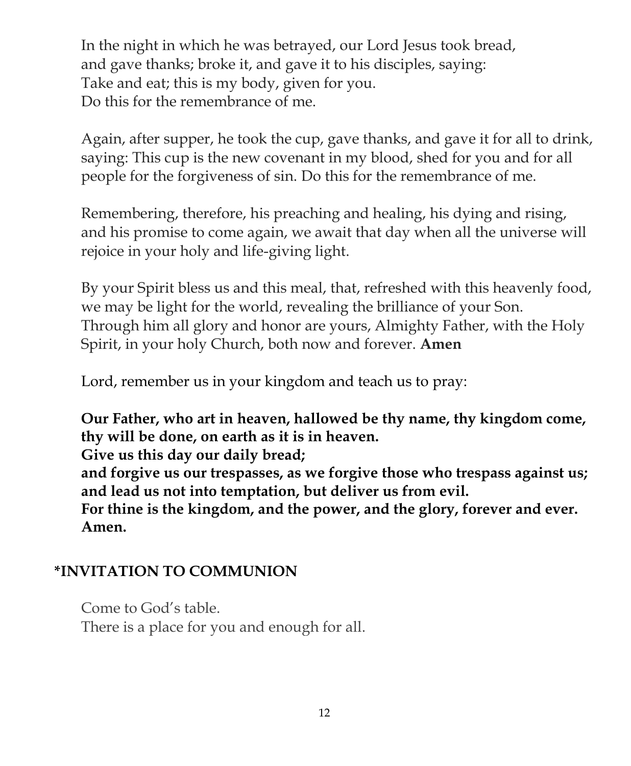In the night in which he was betrayed, our Lord Jesus took bread,
and gave thanks; broke it, and gave it to his disciples, saying:
Take and eat; this is my body, given for you.
Do this for the remembrance of me.

Again, after supper, he took the cup, gave thanks, and gave it for all to drink, saying: This cup is the new covenant in my blood, shed for you and for all people for the forgiveness of sin. Do this for the remembrance of me.

Remembering, therefore, his preaching and healing, his dying and rising, and his promise to come again, we await that day when all the universe will rejoice in your holy and life-giving light.

By your Spirit bless us and this meal, that, refreshed with this heavenly food, we may be light for the world, revealing the brilliance of your Son.
Through him all glory and honor are yours, Almighty Father, with the Holy Spirit, in your holy Church, both now and forever. **Amen**

Lord, remember us in your kingdom and teach us to pray:

**Our Father, who art in heaven, hallowed be thy name, thy kingdom come, thy will be done, on earth as it is in heaven.**
**Give us this day our daily bread;**
**and forgive us our trespasses, as we forgive those who trespass against us;**
**and lead us not into temptation, but deliver us from evil.**
**For thine is the kingdom, and the power, and the glory, forever and ever.**
**Amen.**

## *INVITATION TO COMMUNION

Come to God's table.
There is a place for you and enough for all.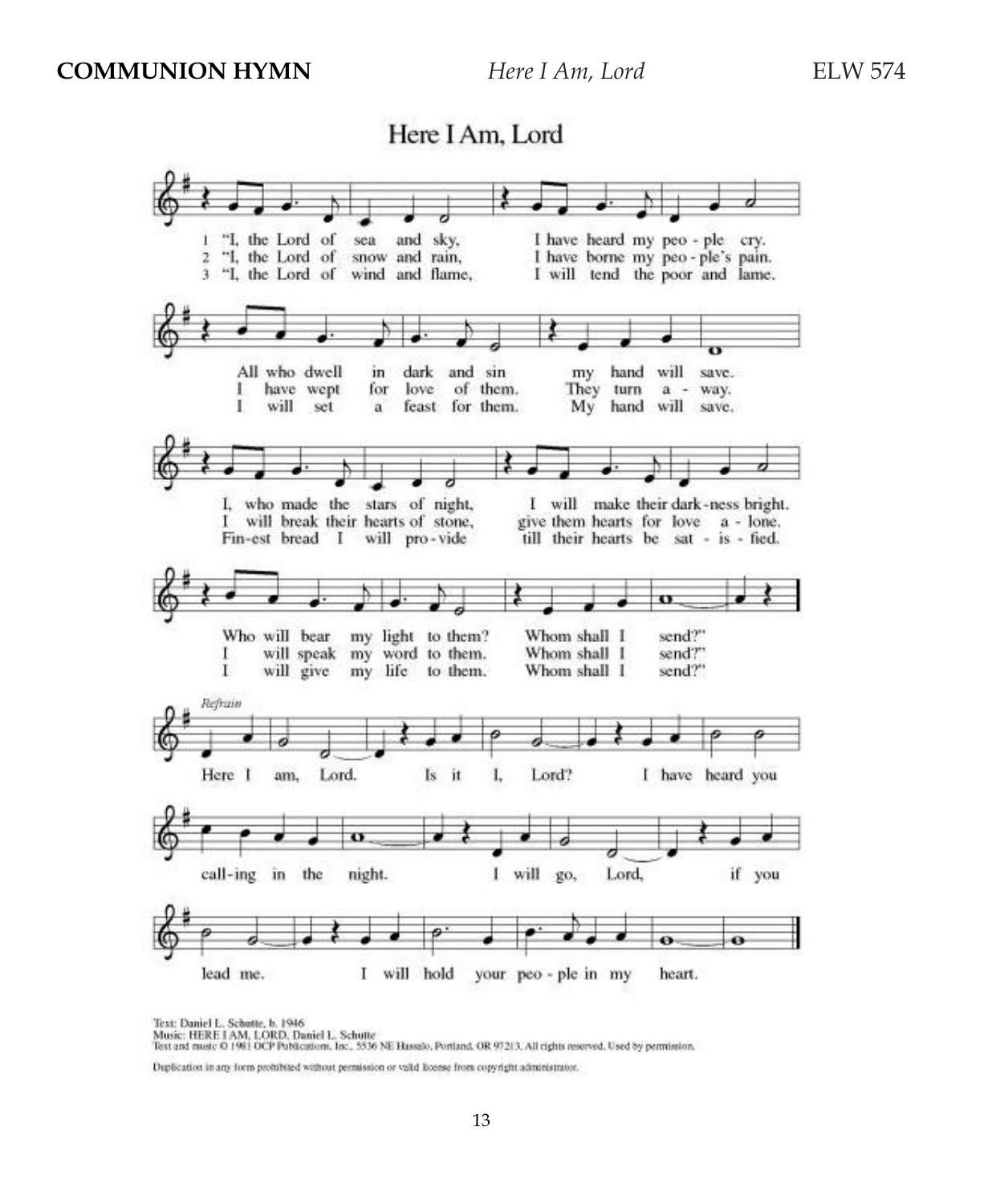**COMMUNION HYMN** *Here I Am, Lord* ELW 574

## Here I Am, Lord

1 "I, the Lord of sea and sky, I have heard my peo - ple cry.
All who dwell in dark and sin my hand will save.
I, who made the stars of night, I will make their dark - ness bright.
Who will bear my light to them? Whom shall I send?"

2 "I, the Lord of snow and rain, I have borne my peo - ple's pain.
I have wept for love of them. They turn a - way.
I will break their hearts of stone, give them hearts for love a - lone.
I will speak my word to them. Whom shall I send?"

3 "I, the Lord of wind and flame, I will tend the poor and lame.
I will set a feast for them. My hand will save.
Fin-est bread I will pro - vide till their hearts be sat - is - fied.
I will give my life to them. Whom shall I send?"

*Refrain*

Here I am, Lord. Is it I, Lord? I have heard you call-ing in the night.
I will go, Lord, if you lead me. I will hold your peo - ple in my heart.

Text: Daniel L. Schutte, b. 1946
Music: HERE I AM, LORD, Daniel L. Schutte
Text and music © 1981 OCP Publications, Inc., 5536 NE Hassalo, Portland, OR 97213. All rights reserved. Used by permission.

Duplication in any form prohibited without permission or valid license from copyright administrator.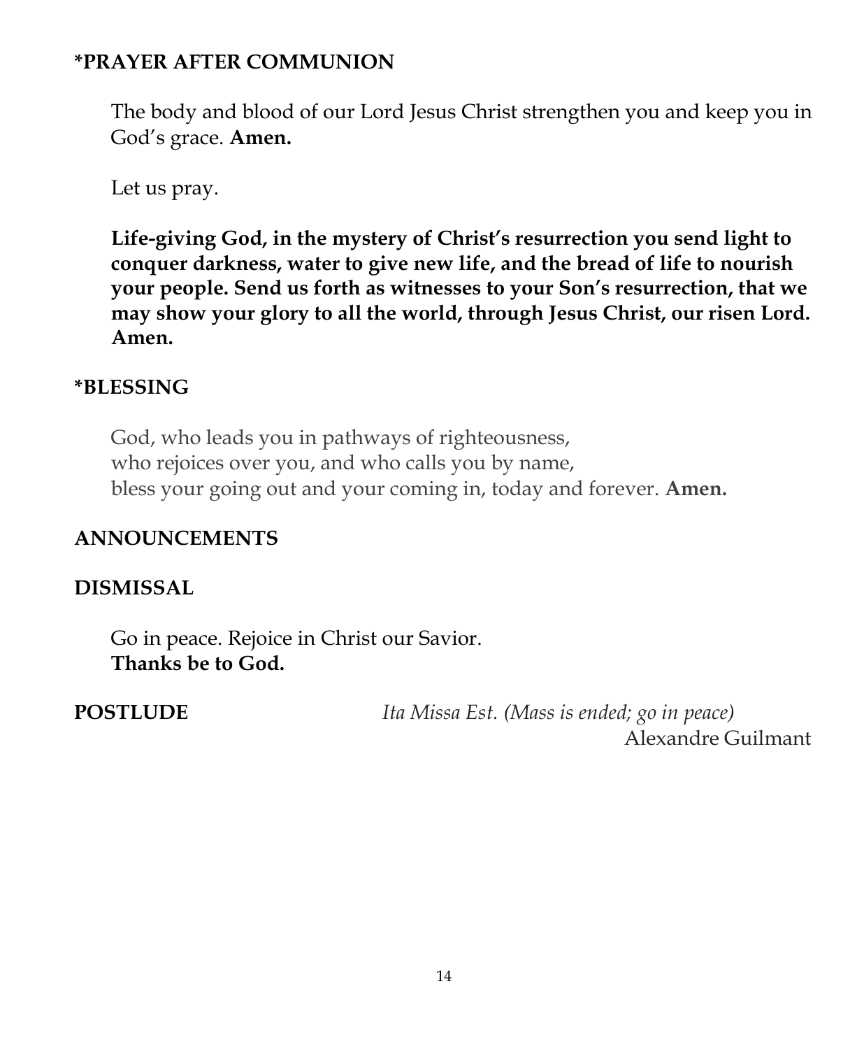## *PRAYER AFTER COMMUNION

The body and blood of our Lord Jesus Christ strengthen you and keep you in God's grace. **Amen.**

Let us pray.

**Life-giving God, in the mystery of Christ's resurrection you send light to conquer darkness, water to give new life, and the bread of life to nourish your people. Send us forth as witnesses to your Son's resurrection, that we may show your glory to all the world, through Jesus Christ, our risen Lord. Amen.**

## *BLESSING

God, who leads you in pathways of righteousness,
who rejoices over you, and who calls you by name,
bless your going out and your coming in, today and forever. **Amen.**

## ANNOUNCEMENTS

## DISMISSAL

Go in peace. Rejoice in Christ our Savior.
**Thanks be to God.**

**POSTLUDE** *Ita Missa Est. (Mass is ended; go in peace)*
Alexandre Guilmant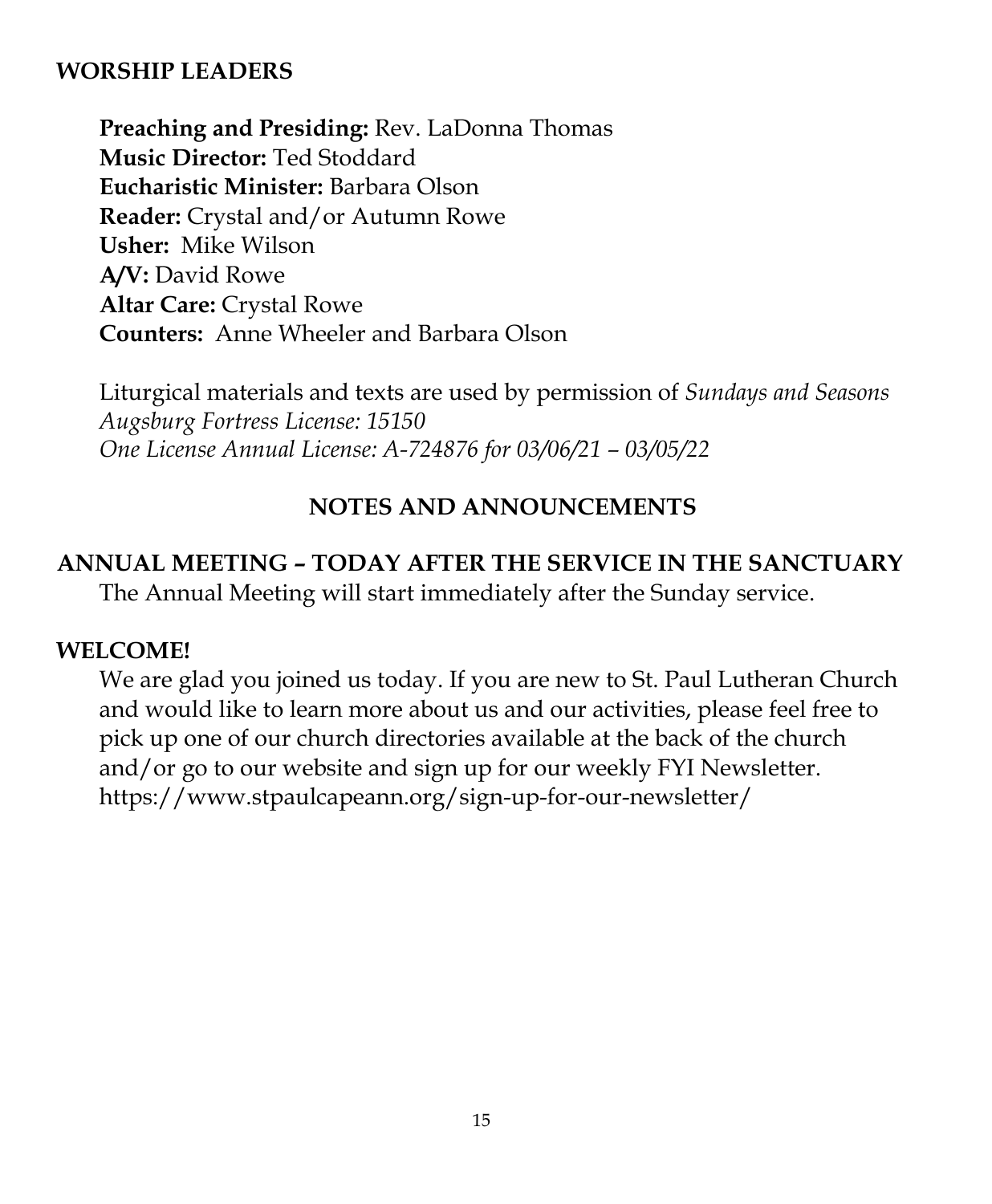## WORSHIP LEADERS

**Preaching and Presiding:** Rev. LaDonna Thomas
**Music Director:** Ted Stoddard
**Eucharistic Minister:** Barbara Olson
**Reader:** Crystal and/or Autumn Rowe
**Usher:** Mike Wilson
**A/V:** David Rowe
**Altar Care:** Crystal Rowe
**Counters:** Anne Wheeler and Barbara Olson

Liturgical materials and texts are used by permission of *Sundays and Seasons*
*Augsburg Fortress License: 15150*
*One License Annual License: A-724876 for 03/06/21 – 03/05/22*

## NOTES AND ANNOUNCEMENTS

### ANNUAL MEETING – TODAY AFTER THE SERVICE IN THE SANCTUARY

The Annual Meeting will start immediately after the Sunday service.

### WELCOME!

We are glad you joined us today. If you are new to St. Paul Lutheran Church and would like to learn more about us and our activities, please feel free to pick up one of our church directories available at the back of the church and/or go to our website and sign up for our weekly FYI Newsletter. https://www.stpaulcapeann.org/sign-up-for-our-newsletter/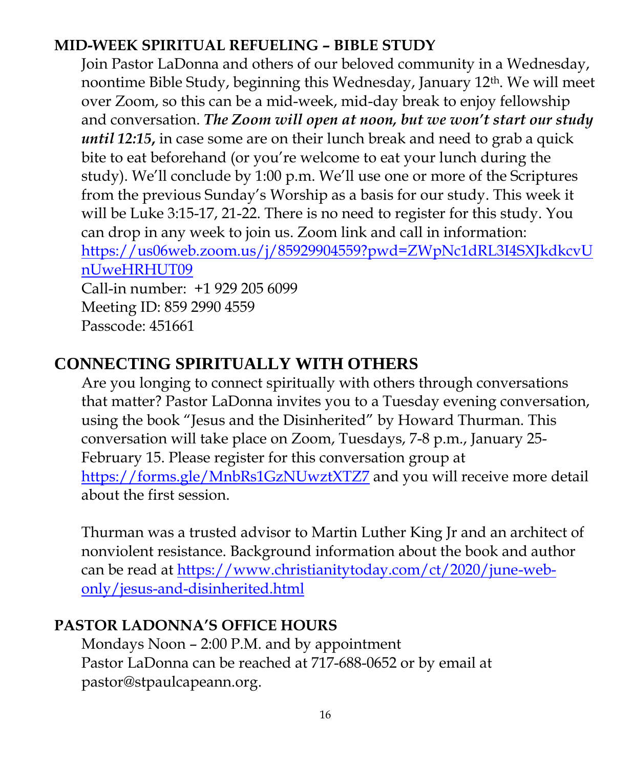## MID-WEEK SPIRITUAL REFUELING – BIBLE STUDY

Join Pastor LaDonna and others of our beloved community in a Wednesday, noontime Bible Study, beginning this Wednesday, January 12th. We will meet over Zoom, so this can be a mid-week, mid-day break to enjoy fellowship and conversation. ***The Zoom will open at noon, but we won't start our study until 12:15,*** in case some are on their lunch break and need to grab a quick bite to eat beforehand (or you're welcome to eat your lunch during the study). We'll conclude by 1:00 p.m. We'll use one or more of the Scriptures from the previous Sunday's Worship as a basis for our study. This week it will be Luke 3:15-17, 21-22. There is no need to register for this study. You can drop in any week to join us. Zoom link and call in information: https://us06web.zoom.us/j/85929904559?pwd=ZWpNc1dRL3I4SXJkdkcvUnUweHRHUT09

Call-in number: +1 929 205 6099
Meeting ID: 859 2990 4559
Passcode: 451661

## CONNECTING SPIRITUALLY WITH OTHERS

Are you longing to connect spiritually with others through conversations that matter? Pastor LaDonna invites you to a Tuesday evening conversation, using the book "Jesus and the Disinherited" by Howard Thurman. This conversation will take place on Zoom, Tuesdays, 7-8 p.m., January 25-February 15. Please register for this conversation group at https://forms.gle/MnbRs1GzNUwztXTZ7 and you will receive more detail about the first session.

Thurman was a trusted advisor to Martin Luther King Jr and an architect of nonviolent resistance. Background information about the book and author can be read at https://www.christianitytoday.com/ct/2020/june-web-only/jesus-and-disinherited.html

## PASTOR LADONNA'S OFFICE HOURS

Mondays Noon – 2:00 P.M. and by appointment
Pastor LaDonna can be reached at 717-688-0652 or by email at pastor@stpaulcapeann.org.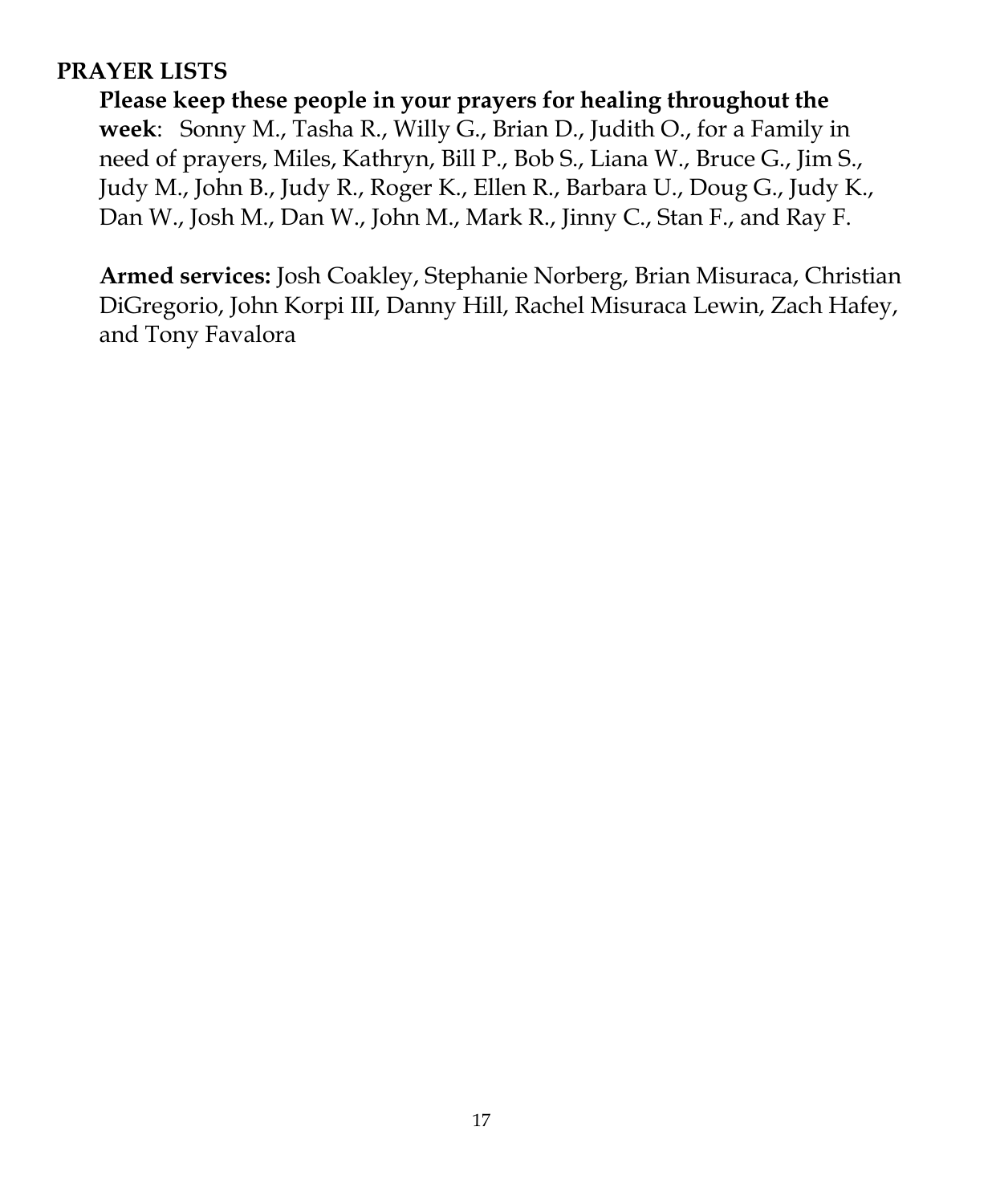## PRAYER LISTS

**Please keep these people in your prayers for healing throughout the week**: Sonny M., Tasha R., Willy G., Brian D., Judith O., for a Family in need of prayers, Miles, Kathryn, Bill P., Bob S., Liana W., Bruce G., Jim S., Judy M., John B., Judy R., Roger K., Ellen R., Barbara U., Doug G., Judy K., Dan W., Josh M., Dan W., John M., Mark R., Jinny C., Stan F., and Ray F.

**Armed services:** Josh Coakley, Stephanie Norberg, Brian Misuraca, Christian DiGregorio, John Korpi III, Danny Hill, Rachel Misuraca Lewin, Zach Hafey, and Tony Favalora